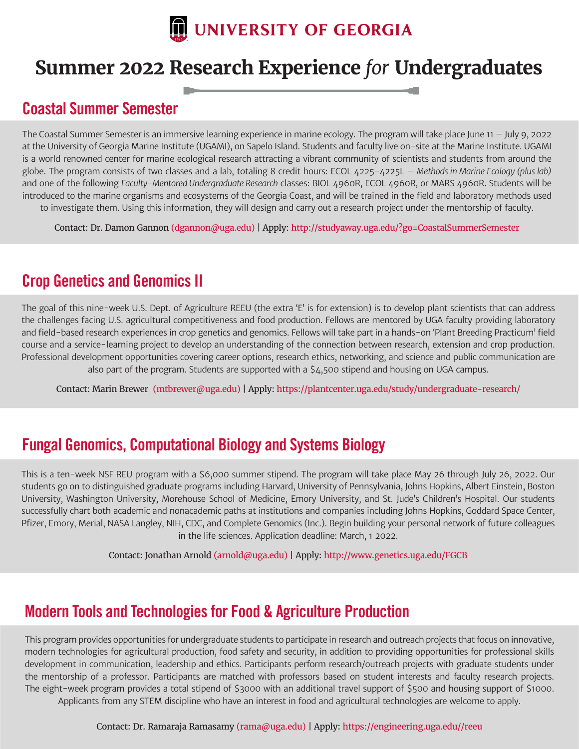# UNIVERSITY OF GEORGIA

# Summer 2022 Research Experience *for* Undergraduates

## Coastal Summer Semester

The Coastal Summer Semester is an immersive learning experience in marine ecology. The program will take place June 11 – July 9, 2022 at the University of Georgia Marine Institute (UGAMI), on Sapelo Island. Students and faculty live on-site at the Marine Institute. UGAMI is a world renowned center for marine ecological research attracting a vibrant community of scientists and students from around the globe. The program consists of two classes and a lab, totaling 8 credit hours: ECOL 4225-4225L – *Methods in Marine Ecology (plus lab)* and one of the following *Faculty-Mentored Undergraduate Research* classes: BIOL 4960R, ECOL 4960R, or MARS 4960R. Students will be introduced to the marine organisms and ecosystems of the Georgia Coast, and will be trained in the field and laboratory methods used to investigate them. Using this information, they will design and carry out a research project under the mentorship of faculty.

Contact: Dr. Damon Gannon (dgannon@uga.edu) | Apply: http://studyaway.uga.edu/?go=CoastalSummerSemester

## Crop Genetics and Genomics II

The goal of this nine-week U.S. Dept. of Agriculture REEU (the extra 'E' is for extension) is to develop plant scientists that can address the challenges facing U.S. agricultural competitiveness and food production. Fellows are mentored by UGA faculty providing laboratory and field-based research experiences in crop genetics and genomics. Fellows will take part in a hands-on 'Plant Breeding Practicum' field course and a service-learning project to develop an understanding of the connection between research, extension and crop production. Professional development opportunities covering career options, research ethics, networking, and science and public communication are also part of the program. Students are supported with a $4,500 stipend and housing on UGA campus.

Contact: Marin Brewer (mtbrewer@uga.edu) | Apply: https://plantcenter.uga.edu/study/undergraduate-research/

## Fungal Genomics, Computational Biology and Systems Biology

This is a ten-week NSF REU program with a $6,000 summer stipend. The program will take place May 26 through July 26, 2022. Our students go on to distinguished graduate programs including Harvard, University of Pennsylvania, Johns Hopkins, Albert Einstein, Boston University, Washington University, Morehouse School of Medicine, Emory University, and St. Jude's Children's Hospital. Our students successfully chart both academic and nonacademic paths at institutions and companies including Johns Hopkins, Goddard Space Center, Pfizer, Emory, Merial, NASA Langley, NIH, CDC, and Complete Genomics (Inc.). Begin building your personal network of future colleagues in the life sciences. Application deadline: March, 1 2022.

Contact: Jonathan Arnold (arnold@uga.edu) | Apply: http://www.genetics.uga.edu/FGCB

## Modern Tools and Technologies for Food & Agriculture Production

This program provides opportunities for undergraduate students to participate in research and outreach projects that focus on innovative, modern technologies for agricultural production, food safety and security, in addition to providing opportunities for professional skills development in communication, leadership and ethics. Participants perform research/outreach projects with graduate students under the mentorship of a professor. Participants are matched with professors based on student interests and faculty research projects. The eight-week program provides a total stipend of $3000 with an additional travel support of $500 and housing support of $1000. Applicants from any STEM discipline who have an interest in food and agricultural technologies are welcome to apply.

Contact: Dr. Ramaraja Ramasamy (rama@uga.edu) | Apply: https://engineering.uga.edu//reeu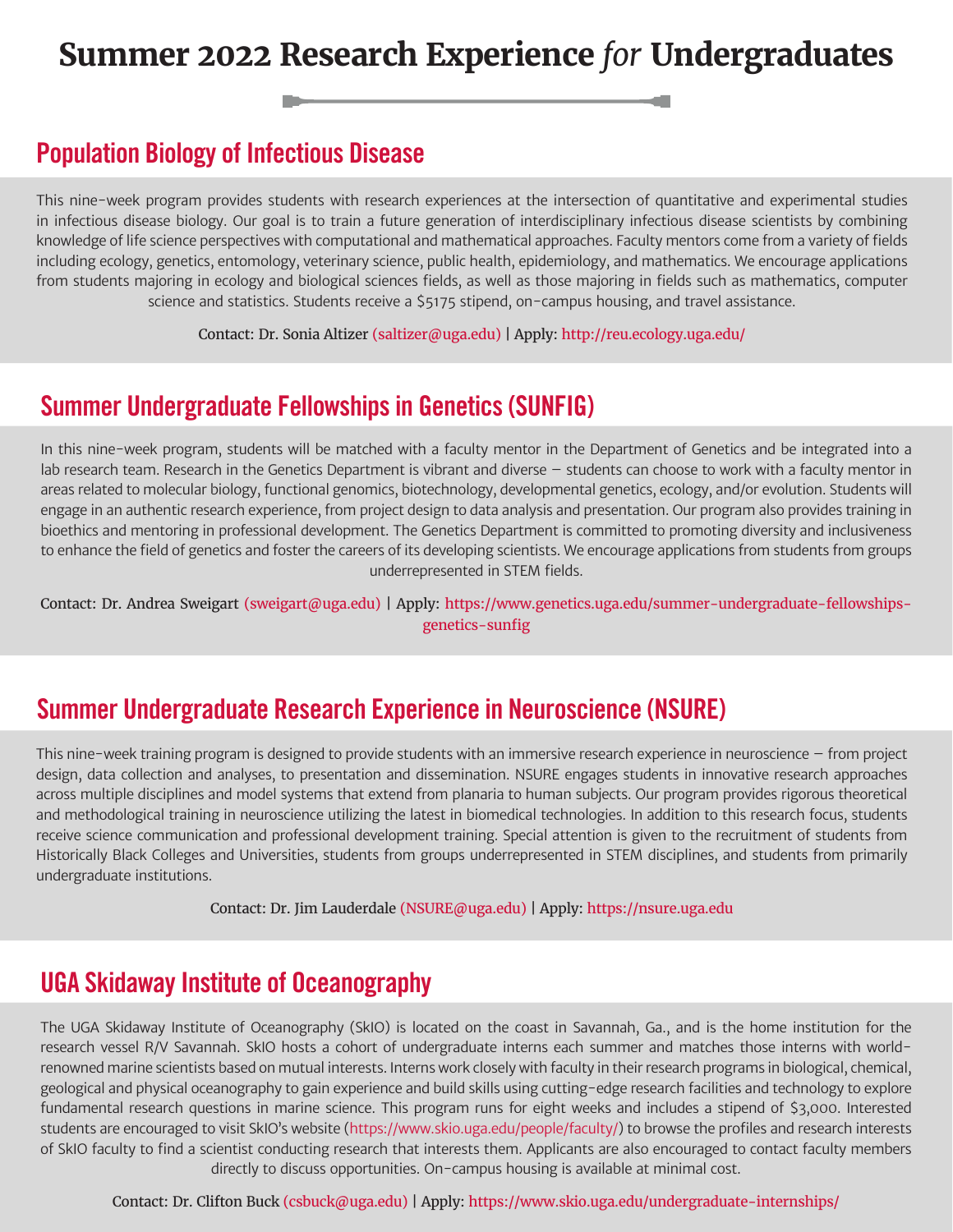# Summer 2022 Research Experience *for* Undergraduates

## Population Biology of Infectious Disease

This nine-week program provides students with research experiences at the intersection of quantitative and experimental studies in infectious disease biology. Our goal is to train a future generation of interdisciplinary infectious disease scientists by combining knowledge of life science perspectives with computational and mathematical approaches. Faculty mentors come from a variety of fields including ecology, genetics, entomology, veterinary science, public health, epidemiology, and mathematics. We encourage applications from students majoring in ecology and biological sciences fields, as well as those majoring in fields such as mathematics, computer science and statistics. Students receive a $5175 stipend, on-campus housing, and travel assistance.

Contact: Dr. Sonia Altizer (saltizer@uga.edu) | Apply: http://reu.ecology.uga.edu/

## Summer Undergraduate Fellowships in Genetics (SUNFIG)

In this nine-week program, students will be matched with a faculty mentor in the Department of Genetics and be integrated into a lab research team. Research in the Genetics Department is vibrant and diverse – students can choose to work with a faculty mentor in areas related to molecular biology, functional genomics, biotechnology, developmental genetics, ecology, and/or evolution. Students will engage in an authentic research experience, from project design to data analysis and presentation. Our program also provides training in bioethics and mentoring in professional development. The Genetics Department is committed to promoting diversity and inclusiveness to enhance the field of genetics and foster the careers of its developing scientists. We encourage applications from students from groups underrepresented in STEM fields.

Contact: Dr. Andrea Sweigart (sweigart@uga.edu) | Apply: https://www.genetics.uga.edu/summer-undergraduate-fellowships-genetics-sunfig

## Summer Undergraduate Research Experience in Neuroscience (NSURE)

This nine-week training program is designed to provide students with an immersive research experience in neuroscience – from project design, data collection and analyses, to presentation and dissemination. NSURE engages students in innovative research approaches across multiple disciplines and model systems that extend from planaria to human subjects. Our program provides rigorous theoretical and methodological training in neuroscience utilizing the latest in biomedical technologies. In addition to this research focus, students receive science communication and professional development training. Special attention is given to the recruitment of students from Historically Black Colleges and Universities, students from groups underrepresented in STEM disciplines, and students from primarily undergraduate institutions.

Contact: Dr. Jim Lauderdale (NSURE@uga.edu) | Apply: https://nsure.uga.edu

## UGA Skidaway Institute of Oceanography

The UGA Skidaway Institute of Oceanography (SkIO) is located on the coast in Savannah, Ga., and is the home institution for the research vessel R/V Savannah. SkIO hosts a cohort of undergraduate interns each summer and matches those interns with world-renowned marine scientists based on mutual interests. Interns work closely with faculty in their research programs in biological, chemical, geological and physical oceanography to gain experience and build skills using cutting-edge research facilities and technology to explore fundamental research questions in marine science. This program runs for eight weeks and includes a stipend of $3,000. Interested students are encouraged to visit SkIO's website (https://www.skio.uga.edu/people/faculty/) to browse the profiles and research interests of SkIO faculty to find a scientist conducting research that interests them. Applicants are also encouraged to contact faculty members directly to discuss opportunities. On-campus housing is available at minimal cost.

Contact: Dr. Clifton Buck (csbuck@uga.edu) | Apply: https://www.skio.uga.edu/undergraduate-internships/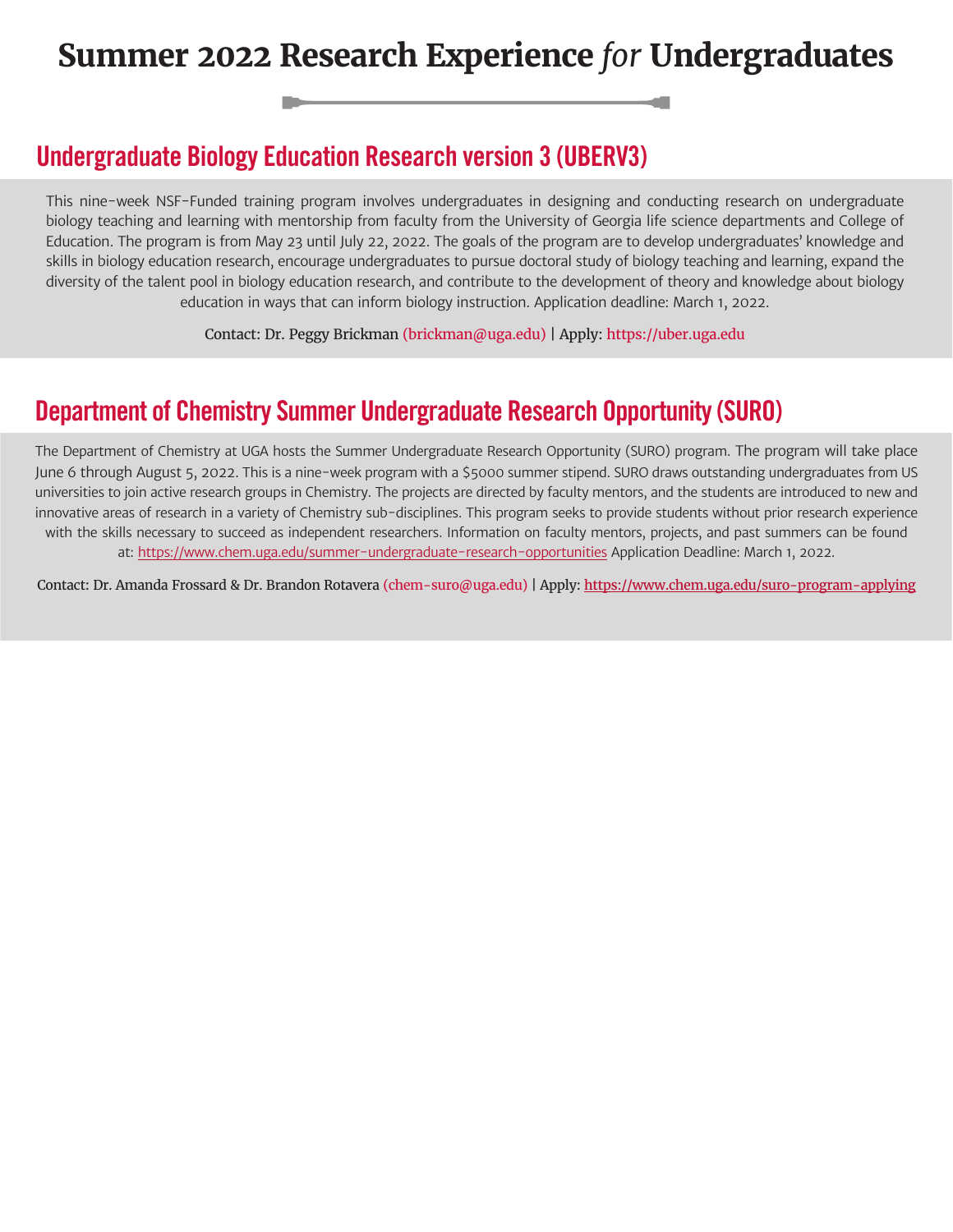# Summary 2022 Research Experience *for* Undergraduates

## Undergraduate Biology Education Research version 3 (UBERV3)

This nine-week NSF-Funded training program involves undergraduates in designing and conducting research on undergraduate biology teaching and learning with mentorship from faculty from the University of Georgia life science departments and College of Education. The program is from May 23 until July 22, 2022. The goals of the program are to develop undergraduates' knowledge and skills in biology education research, encourage undergraduates to pursue doctoral study of biology teaching and learning, expand the diversity of the talent pool in biology education research, and contribute to the development of theory and knowledge about biology education in ways that can inform biology instruction. Application deadline: March 1, 2022.

Contact: Dr. Peggy Brickman (brickman@uga.edu) | Apply: https://uber.uga.edu

## Department of Chemistry Summer Undergraduate Research Opportunity (SURO)

The Department of Chemistry at UGA hosts the Summer Undergraduate Research Opportunity (SURO) program. The program will take place June 6 through August 5, 2022. This is a nine-week program with a $5000 summer stipend. SURO draws outstanding undergraduates from US universities to join active research groups in Chemistry. The projects are directed by faculty mentors, and the students are introduced to new and innovative areas of research in a variety of Chemistry sub-disciplines. This program seeks to provide students without prior research experience with the skills necessary to succeed as independent researchers. Information on faculty mentors, projects, and past summers can be found at: https://www.chem.uga.edu/summer-undergraduate-research-opportunities Application Deadline: March 1, 2022.

Contact: Dr. Amanda Frossard & Dr. Brandon Rotavera (chem-suro@uga.edu) | Apply: https://www.chem.uga.edu/suro-program-applying